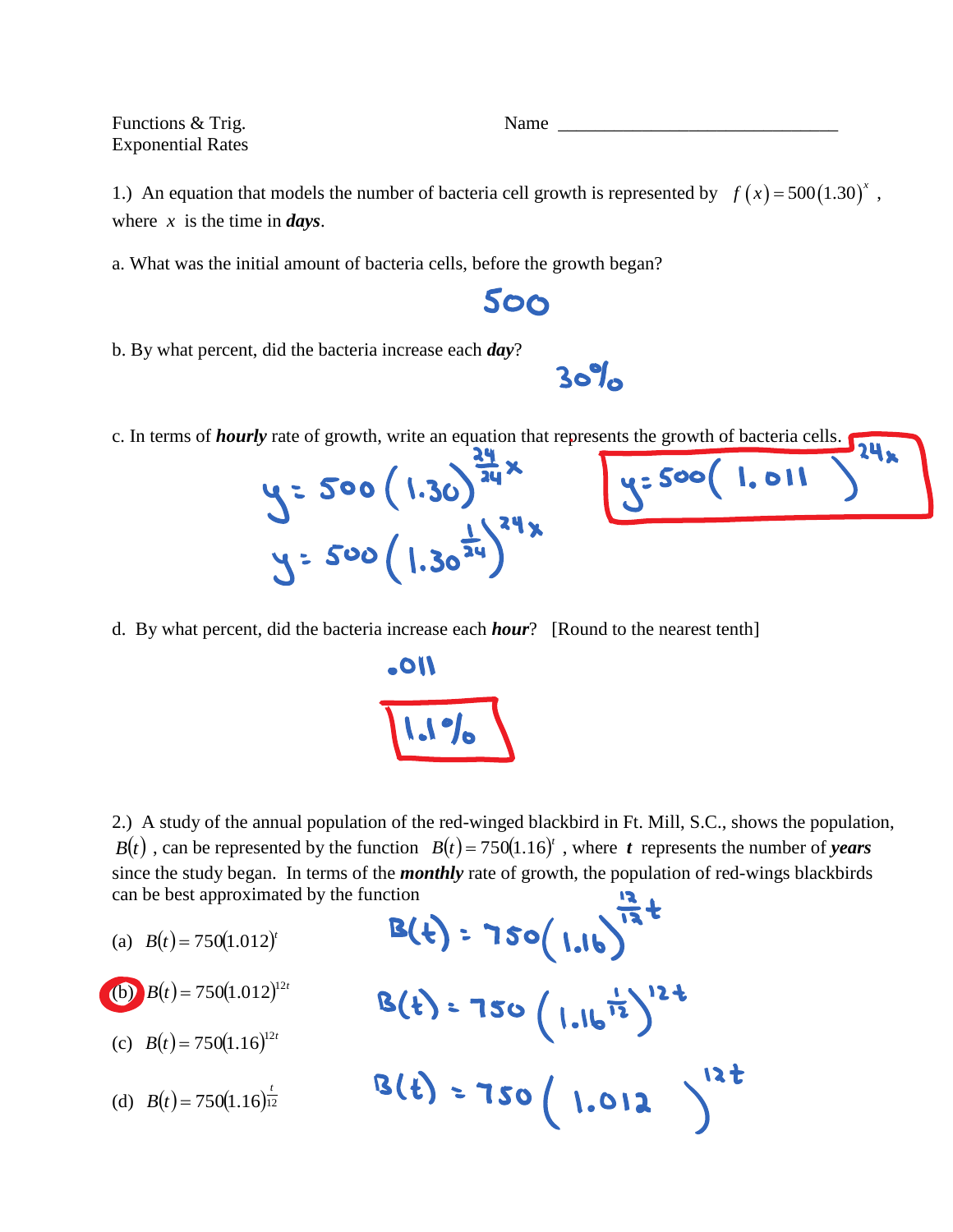Functions & Trig.
Exponential Rates

Name ______________________________

1.) An equation that models the number of bacteria cell growth is represented by $f(x) = 500(1.30)^x$, where $x$ is the time in ***days***.

a. What was the initial amount of bacteria cells, before the growth began?

500

b. By what percent, did the bacteria increase each ***day***?

30%

c. In terms of ***hourly*** rate of growth, write an equation that represents the growth of bacteria cells.

$$y = 500(1.30)^{\frac{24}{24}x}$$

$$y = 500\left(1.30^{\frac{1}{24}}\right)^{24x}$$

$$y = 500(1.011)^{24x}$$

d. By what percent, did the bacteria increase each ***hour***? [Round to the nearest tenth]

.011

1.1%

2.) A study of the annual population of the red-winged blackbird in Ft. Mill, S.C., shows the population, $B(t)$, can be represented by the function $B(t) = 750(1.16)^t$, where $t$ represents the number of ***years*** since the study began. In terms of the ***monthly*** rate of growth, the population of red-wings blackbirds can be best approximated by the function

(a) $B(t) = 750(1.012)^t$

(b) $B(t) = 750(1.012)^{12t}$ ← circled

(c) $B(t) = 750(1.16)^{12t}$

(d) $B(t) = 750(1.16)^{\frac{t}{12}}$

$$B(t) = 750(1.16)^{\frac{12}{12}t}$$

$$B(t) = 750\left(1.16^{\frac{1}{12}}\right)^{12t}$$

$$B(t) = 750(1.012)^{12t}$$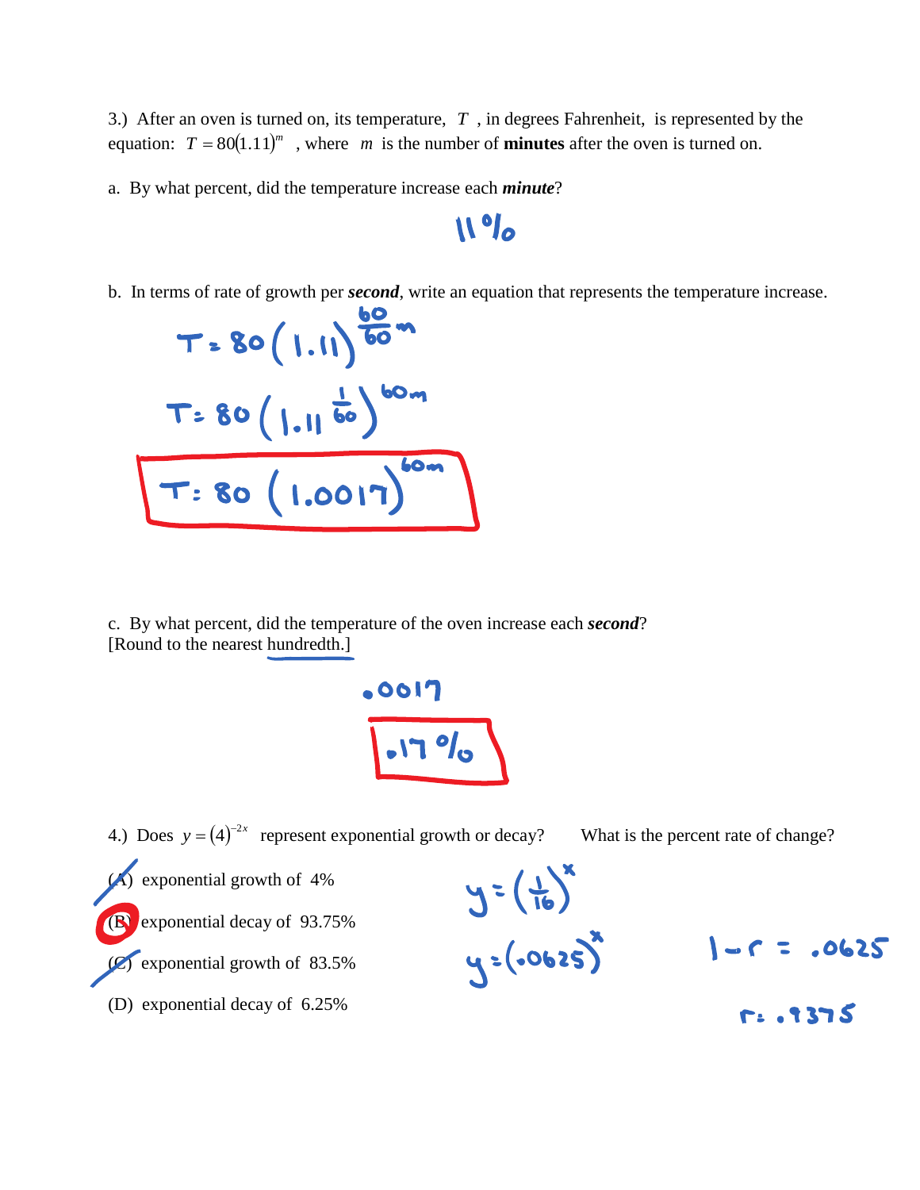3.) After an oven is turned on, its temperature, $T$, in degrees Fahrenheit, is represented by the equation: $T = 80(1.11)^m$, where $m$ is the number of **minutes** after the oven is turned on.

a. By what percent, did the temperature increase each ***minute***?

11%

b. In terms of rate of growth per ***second***, write an equation that represents the temperature increase.

$T = 80(1.11)^{\frac{60}{60}m}$

$T = 80\left(1.11^{\frac{1}{60}}\right)^{60m}$

$T = 80(1.0017)^{60m}$

c. By what percent, did the temperature of the oven increase each ***second***?
[Round to the nearest hundredth.]

.0017

.17%

4.) Does $y = (4)^{-2x}$ represent exponential growth or decay? What is the percent rate of change?

(A) exponential growth of 4%

(B) exponential decay of 93.75%

(C) exponential growth of 83.5%

(D) exponential decay of 6.25%

$y = \left(\frac{1}{16}\right)^x$

$y = (.0625)^x$

$1 - r = .0625$

$r = .9375$